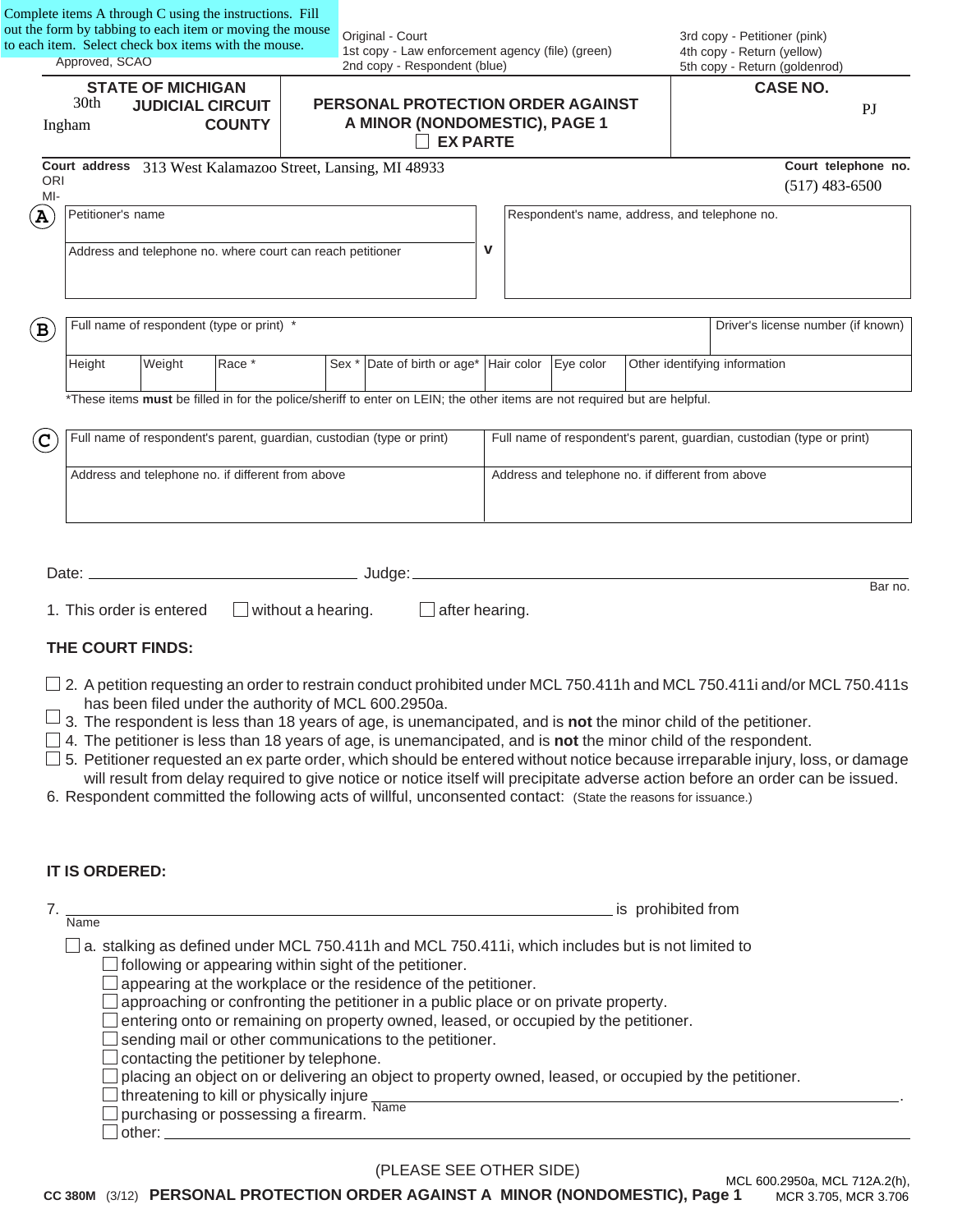Complete items A through C using the instructions. Fill out the form by tabbing to each item or moving the mouse to each item. Select check box items with the mouse.

Approved, SCAO

Original - Court
1st copy - Law enforcement agency (file) (green)
2nd copy - Respondent (blue)

3rd copy - Petitioner (pink)
4th copy - Return (yellow)
5th copy - Return (goldenrod)

| STATE OF MICHIGAN 30th JUDICIAL CIRCUIT Ingham COUNTY | PERSONAL PROTECTION ORDER AGAINST A MINOR (NONDOMESTIC), PAGE 1 ☐ EX PARTE | CASE NO. PJ |
|---|---|---|

Court address 313 West Kalamazoo Street, Lansing, MI 48933 — Court telephone no. (517) 483-6500

ORI
MI-

**A**

| Petitioner's name | v | Respondent's name, address, and telephone no. |
|---|---|---|
| Address and telephone no. where court can reach petitioner | | |

**B**

| Full name of respondent (type or print) * | | | | | | | | Driver's license number (if known) |
|---|---|---|---|---|---|---|---|---|
| Height | Weight | Race * | Sex * | Date of birth or age* | Hair color | Eye color | Other identifying information | |

*These items **must** be filled in for the police/sheriff to enter on LEIN; the other items are not required but are helpful.

**C**

| Full name of respondent's parent, guardian, custodian (type or print) | Full name of respondent's parent, guardian, custodian (type or print) |
|---|---|
| Address and telephone no. if different from above | Address and telephone no. if different from above |

Date: ______________________ Judge: ______________________________ Bar no.

1. This order is entered ☐ without a hearing. ☐ after hearing.

**THE COURT FINDS:**

☐ 2. A petition requesting an order to restrain conduct prohibited under MCL 750.411h and MCL 750.411i and/or MCL 750.411s has been filed under the authority of MCL 600.2950a.

☐ 3. The respondent is less than 18 years of age, is unemancipated, and is **not** the minor child of the petitioner.

☐ 4. The petitioner is less than 18 years of age, is unemancipated, and is **not** the minor child of the respondent.

☐ 5. Petitioner requested an ex parte order, which should be entered without notice because irreparable injury, loss, or damage will result from delay required to give notice or notice itself will precipitate adverse action before an order can be issued.

6. Respondent committed the following acts of willful, unconsented contact: (State the reasons for issuance.)

**IT IS ORDERED:**

7. ______________________________________ is prohibited from
Name

☐ a. stalking as defined under MCL 750.411h and MCL 750.411i, which includes but is not limited to
- ☐ following or appearing within sight of the petitioner.
- ☐ appearing at the workplace or the residence of the petitioner.
- ☐ approaching or confronting the petitioner in a public place or on private property.
- ☐ entering onto or remaining on property owned, leased, or occupied by the petitioner.
- ☐ sending mail or other communications to the petitioner.
- ☐ contacting the petitioner by telephone.
- ☐ placing an object on or delivering an object to property owned, leased, or occupied by the petitioner.
- ☐ threatening to kill or physically injure ______________________________ .
  Name
- ☐ purchasing or possessing a firearm.
- ☐ other: ______________________________

(PLEASE SEE OTHER SIDE)

CC 380M (3/12) **PERSONAL PROTECTION ORDER AGAINST A MINOR (NONDOMESTIC), Page 1** MCL 600.2950a, MCL 712A.2(h), MCR 3.705, MCR 3.706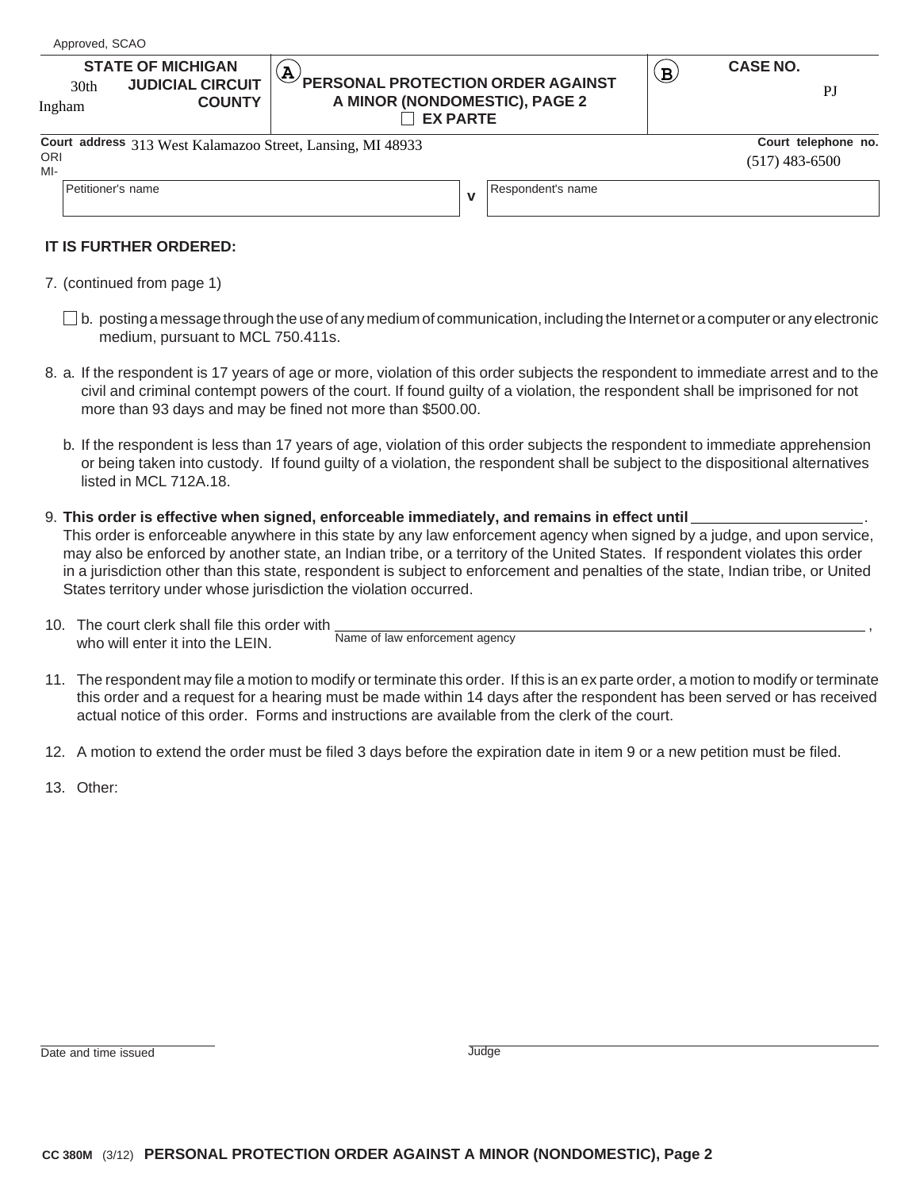Approved, SCAO

| STATE OF MICHIGAN<br>30th JUDICIAL CIRCUIT<br>Ingham COUNTY | (A) PERSONAL PROTECTION ORDER AGAINST A MINOR (NONDOMESTIC), PAGE 2<br>☐ EX PARTE | (B) CASE NO.<br>PJ |
|---|---|---|

Court address 313 West Kalamazoo Street, Lansing, MI 48933 — Court telephone no. (517) 483-6500

ORI
MI-

| Petitioner's name | v | Respondent's name |
|---|---|---|
| | | |

**IT IS FURTHER ORDERED:**

7. (continued from page 1)

   ☐ b. posting a message through the use of any medium of communication, including the Internet or a computer or any electronic medium, pursuant to MCL 750.411s.

8. a. If the respondent is 17 years of age or more, violation of this order subjects the respondent to immediate arrest and to the civil and criminal contempt powers of the court. If found guilty of a violation, the respondent shall be imprisoned for not more than 93 days and may be fined not more than $500.00.

   b. If the respondent is less than 17 years of age, violation of this order subjects the respondent to immediate apprehension or being taken into custody. If found guilty of a violation, the respondent shall be subject to the dispositional alternatives listed in MCL 712A.18.

9. **This order is effective when signed, enforceable immediately, and remains in effect until** \_\_\_\_\_\_\_\_\_\_\_\_\_\_\_\_\_\_\_\_. This order is enforceable anywhere in this state by any law enforcement agency when signed by a judge, and upon service, may also be enforced by another state, an Indian tribe, or a territory of the United States. If respondent violates this order in a jurisdiction other than this state, respondent is subject to enforcement and penalties of the state, Indian tribe, or United States territory under whose jurisdiction the violation occurred.

10. The court clerk shall file this order with \_\_\_\_\_\_\_\_\_\_\_\_\_\_\_\_\_\_\_\_\_\_\_\_\_\_\_\_\_\_\_\_\_\_\_\_\_\_\_\_ (Name of law enforcement agency), who will enter it into the LEIN.

11. The respondent may file a motion to modify or terminate this order. If this is an ex parte order, a motion to modify or terminate this order and a request for a hearing must be made within 14 days after the respondent has been served or has received actual notice of this order. Forms and instructions are available from the clerk of the court.

12. A motion to extend the order must be filed 3 days before the expiration date in item 9 or a new petition must be filed.

13. Other:

\_\_\_\_\_\_\_\_\_\_\_\_\_\_\_\_\_\_\_\_
Date and time issued

\_\_\_\_\_\_\_\_\_\_\_\_\_\_\_\_\_\_\_\_
Judge

CC 380M (3/12) **PERSONAL PROTECTION ORDER AGAINST A MINOR (NONDOMESTIC), Page 2**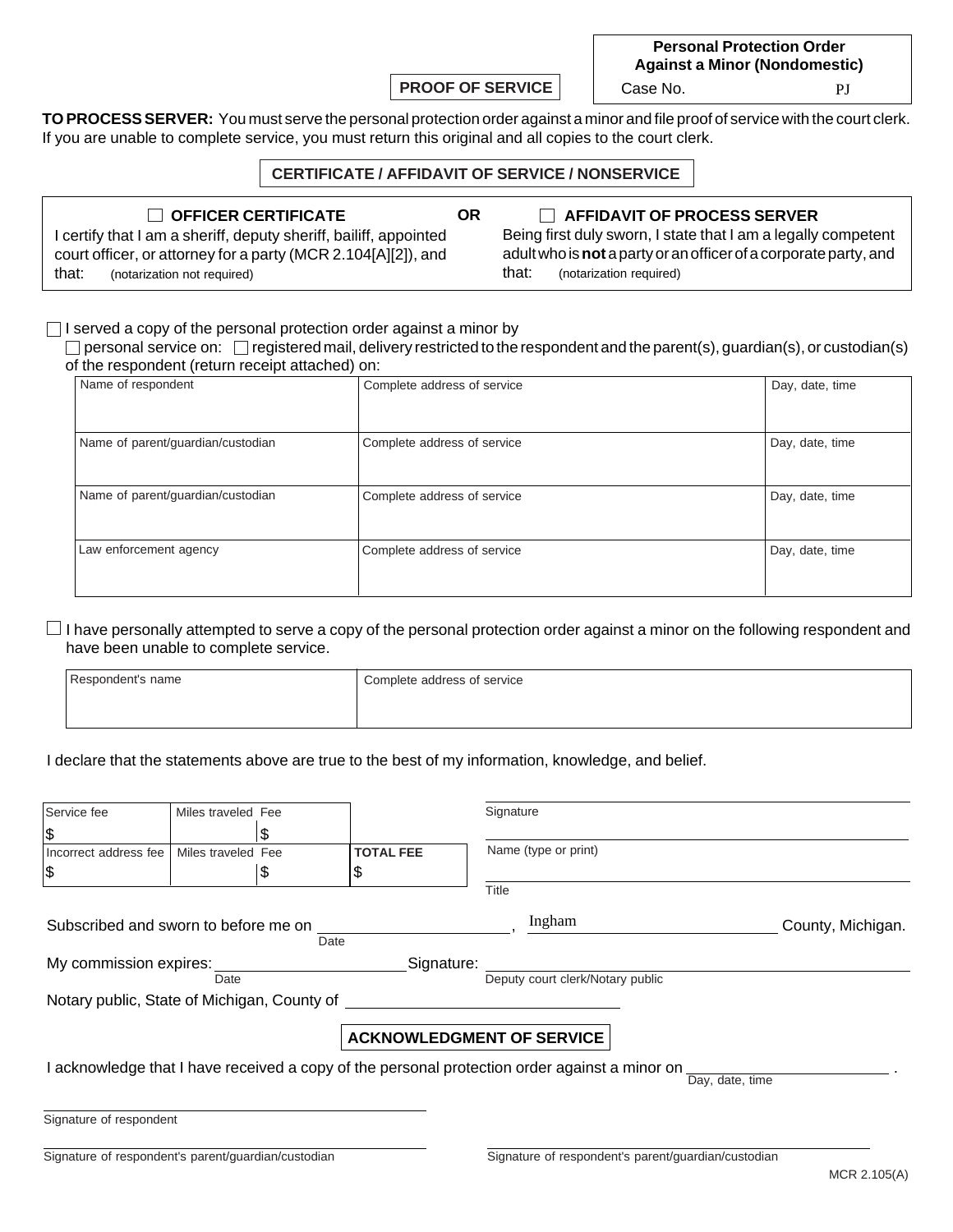**Personal Protection Order Against a Minor (Nondomestic)**

Case No. PJ

**PROOF OF SERVICE**

**TO PROCESS SERVER:** You must serve the personal protection order against a minor and file proof of service with the court clerk. If you are unable to complete service, you must return this original and all copies to the court clerk.

**CERTIFICATE / AFFIDAVIT OF SERVICE / NONSERVICE**

| ☐ **OFFICER CERTIFICATE** | **OR** | ☐ **AFFIDAVIT OF PROCESS SERVER** |
|---|---|---|
| I certify that I am a sheriff, deputy sheriff, bailiff, appointed court officer, or attorney for a party (MCR 2.104[A][2]), and that: (notarization not required) | | Being first duly sworn, I state that I am a legally competent adult who is **not** a party or an officer of a corporate party, and that: (notarization required) |

☐ I served a copy of the personal protection order against a minor by
☐ personal service on: ☐ registered mail, delivery restricted to the respondent and the parent(s), guardian(s), or custodian(s) of the respondent (return receipt attached) on:

| Name of respondent | Complete address of service | Day, date, time |
|---|---|---|
| Name of parent/guardian/custodian | Complete address of service | Day, date, time |
| Name of parent/guardian/custodian | Complete address of service | Day, date, time |
| Law enforcement agency | Complete address of service | Day, date, time |

☐ I have personally attempted to serve a copy of the personal protection order against a minor on the following respondent and have been unable to complete service.

| Respondent's name | Complete address of service |
|---|---|
| | |

I declare that the statements above are true to the best of my information, knowledge, and belief.

| Service fee | Miles traveled | Fee | |
|---|---|---|---|
| $ | | $ | |
| Incorrect address fee | Miles traveled | Fee | **TOTAL FEE** |
| $ | | $ | $ |

Signature

Name (type or print)

Title

Subscribed and sworn to before me on ____________ (Date), Ingham County, Michigan.

My commission expires: ____________ (Date) Signature: ____________ Deputy court clerk/Notary public

Notary public, State of Michigan, County of ____________

**ACKNOWLEDGMENT OF SERVICE**

I acknowledge that I have received a copy of the personal protection order against a minor on ____________ (Day, date, time).

Signature of respondent

Signature of respondent's parent/guardian/custodian

Signature of respondent's parent/guardian/custodian

MCR 2.105(A)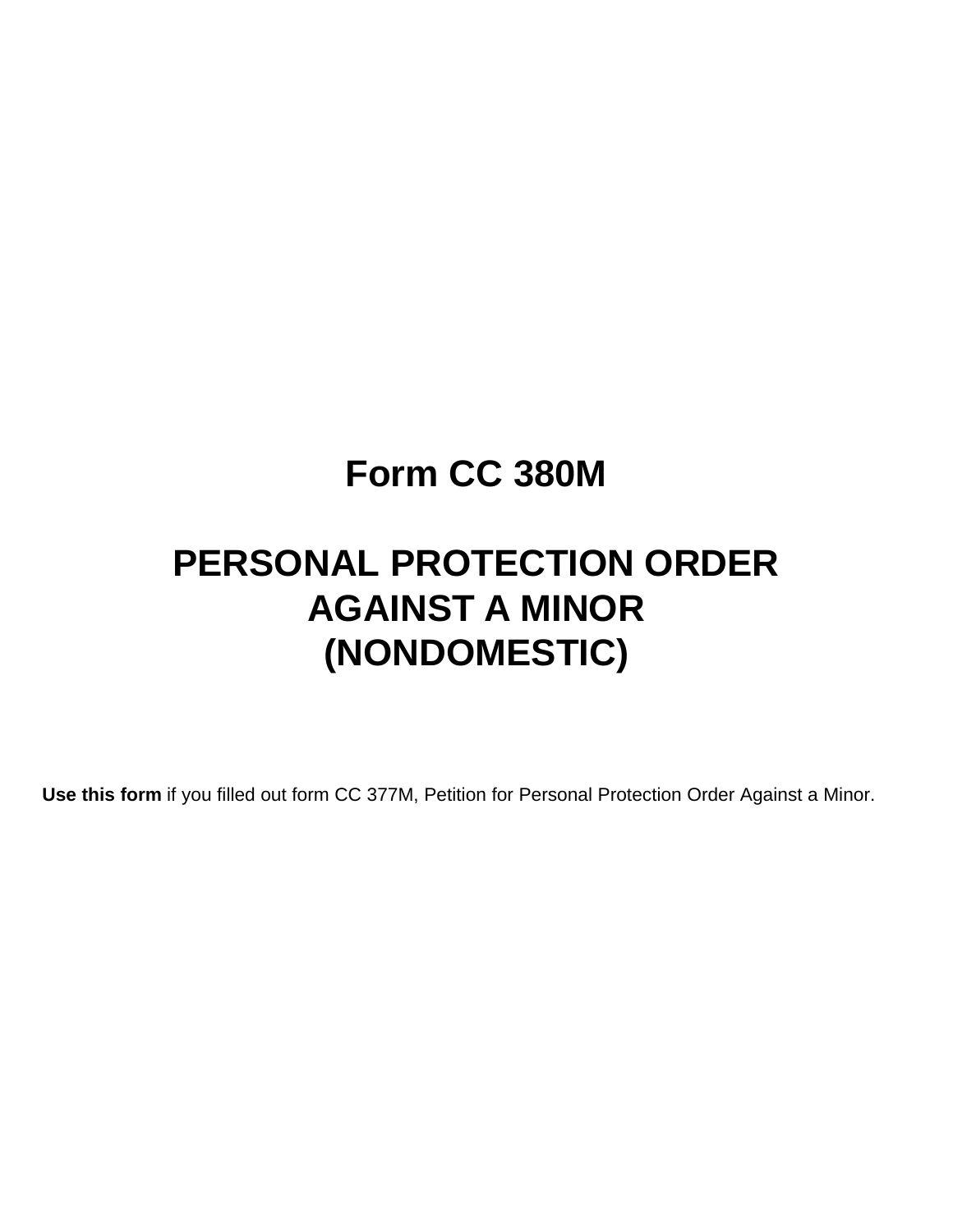# Form CC 380M

# PERSONAL PROTECTION ORDER AGAINST A MINOR (NONDOMESTIC)

**Use this form** if you filled out form CC 377M, Petition for Personal Protection Order Against a Minor.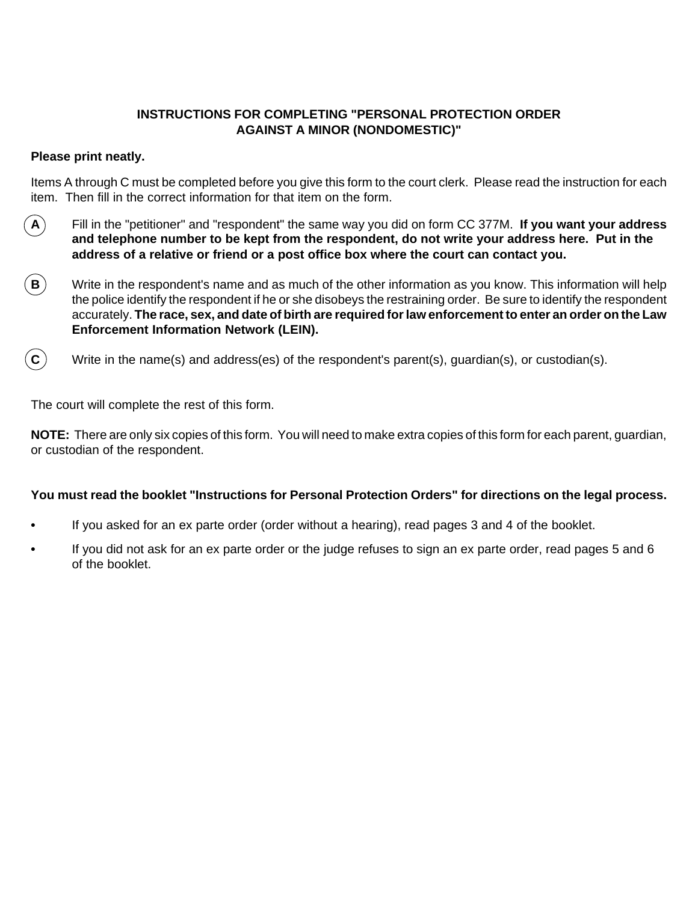## INSTRUCTIONS FOR COMPLETING "PERSONAL PROTECTION ORDER AGAINST A MINOR (NONDOMESTIC)"

**Please print neatly.**

Items A through C must be completed before you give this form to the court clerk. Please read the instruction for each item. Then fill in the correct information for that item on the form.

**A** Fill in the "petitioner" and "respondent" the same way you did on form CC 377M. **If you want your address and telephone number to be kept from the respondent, do not write your address here. Put in the address of a relative or friend or a post office box where the court can contact you.**

**B** Write in the respondent's name and as much of the other information as you know. This information will help the police identify the respondent if he or she disobeys the restraining order. Be sure to identify the respondent accurately. **The race, sex, and date of birth are required for law enforcement to enter an order on the Law Enforcement Information Network (LEIN).**

**C** Write in the name(s) and address(es) of the respondent's parent(s), guardian(s), or custodian(s).

The court will complete the rest of this form.

**NOTE:** There are only six copies of this form. You will need to make extra copies of this form for each parent, guardian, or custodian of the respondent.

**You must read the booklet "Instructions for Personal Protection Orders" for directions on the legal process.**

- If you asked for an ex parte order (order without a hearing), read pages 3 and 4 of the booklet.
- If you did not ask for an ex parte order or the judge refuses to sign an ex parte order, read pages 5 and 6 of the booklet.